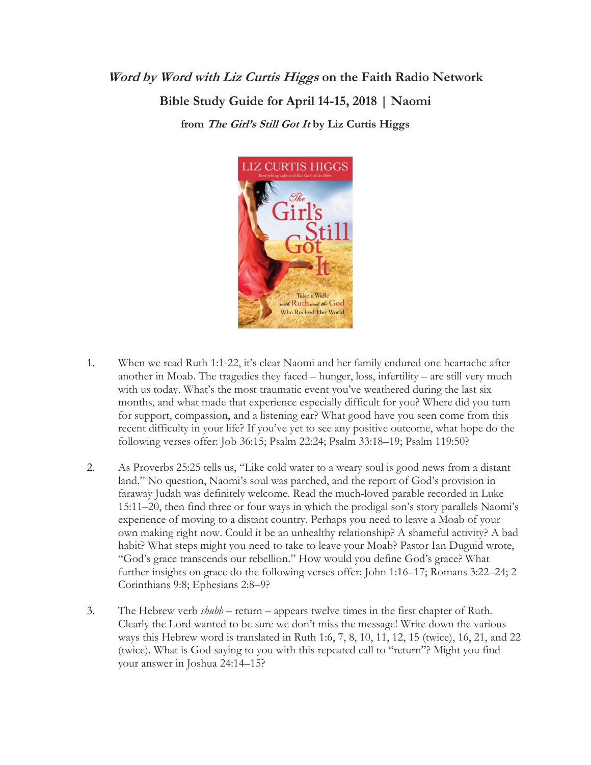# ***Word by Word with Liz Curtis Higgs*** on the Faith Radio Network

## Bible Study Guide for April 14-15, 2018 | Naomi

### from ***The Girl's Still Got It*** by Liz Curtis Higgs

1. When we read Ruth 1:1-22, it's clear Naomi and her family endured one heartache after another in Moab. The tragedies they faced – hunger, loss, infertility – are still very much with us today. What's the most traumatic event you've weathered during the last six months, and what made that experience especially difficult for you? Where did you turn for support, compassion, and a listening ear? What good have you seen come from this recent difficulty in your life? If you've yet to see any positive outcome, what hope do the following verses offer: Job 36:15; Psalm 22:24; Psalm 33:18–19; Psalm 119:50?

2. As Proverbs 25:25 tells us, "Like cold water to a weary soul is good news from a distant land." No question, Naomi's soul was parched, and the report of God's provision in faraway Judah was definitely welcome. Read the much-loved parable recorded in Luke 15:11–20, then find three or four ways in which the prodigal son's story parallels Naomi's experience of moving to a distant country. Perhaps you need to leave a Moab of your own making right now. Could it be an unhealthy relationship? A shameful activity? A bad habit? What steps might you need to take to leave your Moab? Pastor Ian Duguid wrote, "God's grace transcends our rebellion." How would you define God's grace? What further insights on grace do the following verses offer: John 1:16–17; Romans 3:22–24; 2 Corinthians 9:8; Ephesians 2:8–9?

3. The Hebrew verb *shubh* – return – appears twelve times in the first chapter of Ruth. Clearly the Lord wanted to be sure we don't miss the message! Write down the various ways this Hebrew word is translated in Ruth 1:6, 7, 8, 10, 11, 12, 15 (twice), 16, 21, and 22 (twice). What is God saying to you with this repeated call to "return"? Might you find your answer in Joshua 24:14–15?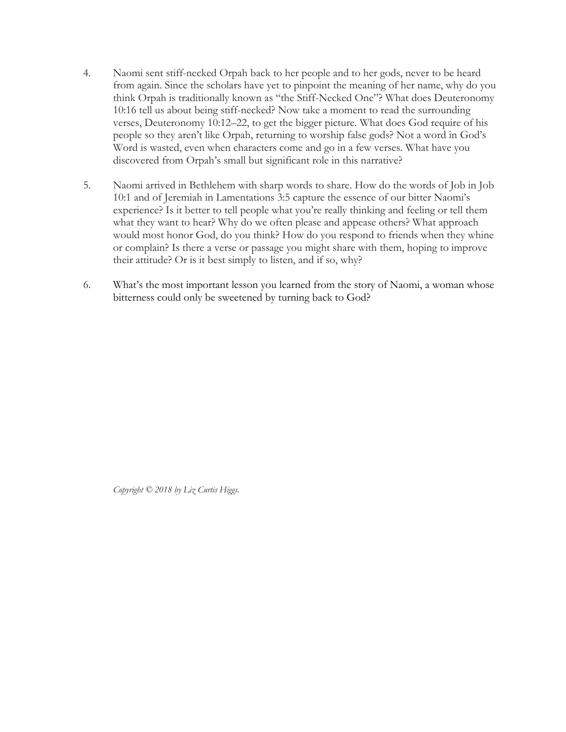4. Naomi sent stiff-necked Orpah back to her people and to her gods, never to be heard from again. Since the scholars have yet to pinpoint the meaning of her name, why do you think Orpah is traditionally known as "the Stiff-Necked One"? What does Deuteronomy 10:16 tell us about being stiff-necked? Now take a moment to read the surrounding verses, Deuteronomy 10:12–22, to get the bigger picture. What does God require of his people so they aren't like Orpah, returning to worship false gods? Not a word in God's Word is wasted, even when characters come and go in a few verses. What have you discovered from Orpah's small but significant role in this narrative?

5. Naomi arrived in Bethlehem with sharp words to share. How do the words of Job in Job 10:1 and of Jeremiah in Lamentations 3:5 capture the essence of our bitter Naomi's experience? Is it better to tell people what you're really thinking and feeling or tell them what they want to hear? Why do we often please and appease others? What approach would most honor God, do you think? How do you respond to friends when they whine or complain? Is there a verse or passage you might share with them, hoping to improve their attitude? Or is it best simply to listen, and if so, why?

6. What's the most important lesson you learned from the story of Naomi, a woman whose bitterness could only be sweetened by turning back to God?

*Copyright © 2018 by Liz Curtis Higgs.*